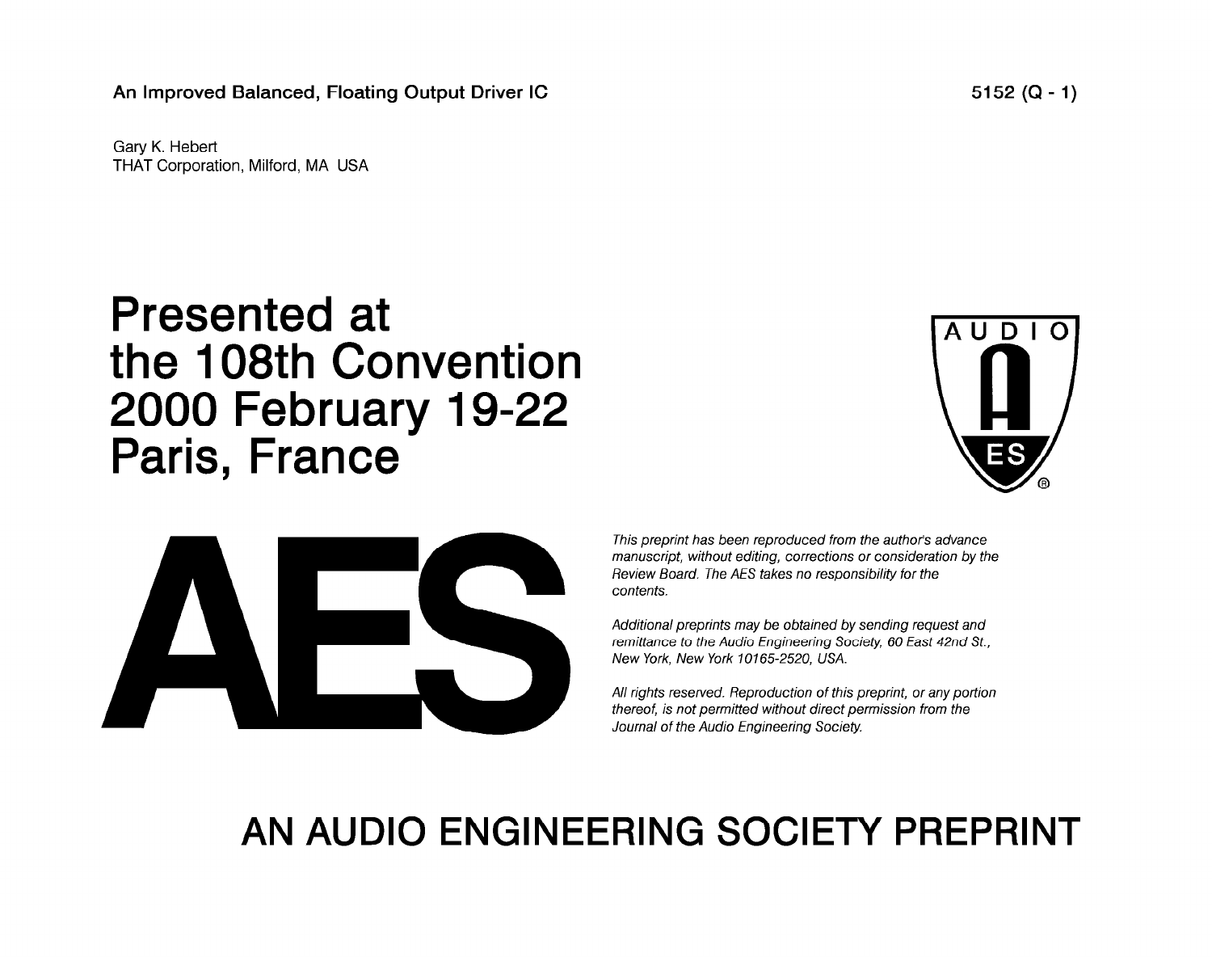An Improved Balanced, Floating Output Driver IC

5152 (Q - 1)

Gary K. Hebert
THAT Corporation, Milford, MA USA

# Presented at the 108th Convention 2000 February 19-22 Paris, France

AES

*This preprint has been reproduced from the author's advance manuscript, without editing, corrections or consideration by the Review Board. The AES takes no responsibility for the contents.*

*Additional preprints may be obtained by sending request and remittance to the Audio Engineering Society, 60 East 42nd St., New York, New York 10165-2520, USA.*

*All rights reserved. Reproduction of this preprint, or any portion thereof, is not permitted without direct permission from the Journal of the Audio Engineering Society.*

# AN AUDIO ENGINEERING SOCIETY PREPRINT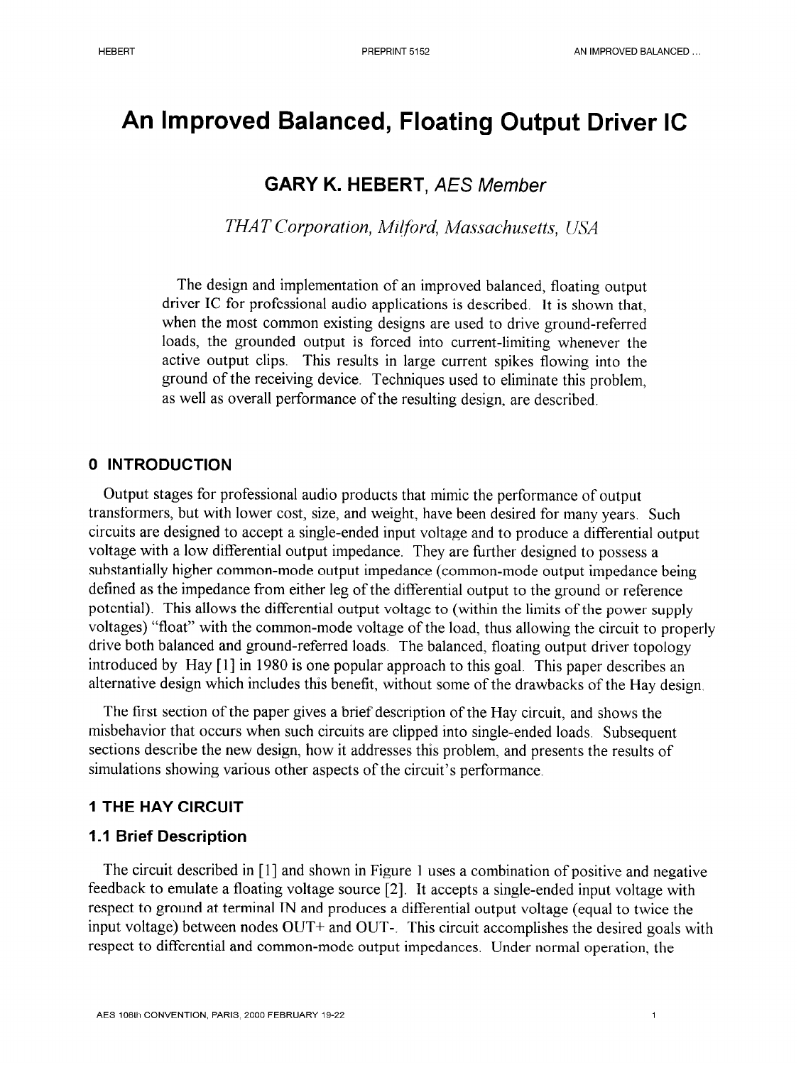# An Improved Balanced, Floating Output Driver IC

## GARY K. HEBERT, *AES Member*

*THAT Corporation, Milford, Massachusetts, USA*

The design and implementation of an improved balanced, floating output driver IC for professional audio applications is described. It is shown that, when the most common existing designs are used to drive ground-referred loads, the grounded output is forced into current-limiting whenever the active output clips. This results in large current spikes flowing into the ground of the receiving device. Techniques used to eliminate this problem, as well as overall performance of the resulting design, are described.

## 0 INTRODUCTION

Output stages for professional audio products that mimic the performance of output transformers, but with lower cost, size, and weight, have been desired for many years. Such circuits are designed to accept a single-ended input voltage and to produce a differential output voltage with a low differential output impedance. They are further designed to possess a substantially higher common-mode output impedance (common-mode output impedance being defined as the impedance from either leg of the differential output to the ground or reference potential). This allows the differential output voltage to (within the limits of the power supply voltages) "float" with the common-mode voltage of the load, thus allowing the circuit to properly drive both balanced and ground-referred loads. The balanced, floating output driver topology introduced by Hay [1] in 1980 is one popular approach to this goal. This paper describes an alternative design which includes this benefit, without some of the drawbacks of the Hay design.

The first section of the paper gives a brief description of the Hay circuit, and shows the misbehavior that occurs when such circuits are clipped into single-ended loads. Subsequent sections describe the new design, how it addresses this problem, and presents the results of simulations showing various other aspects of the circuit's performance.

## 1 THE HAY CIRCUIT

### 1.1 Brief Description

The circuit described in [1] and shown in Figure 1 uses a combination of positive and negative feedback to emulate a floating voltage source [2]. It accepts a single-ended input voltage with respect to ground at terminal IN and produces a differential output voltage (equal to twice the input voltage) between nodes OUT+ and OUT-. This circuit accomplishes the desired goals with respect to differential and common-mode output impedances. Under normal operation, the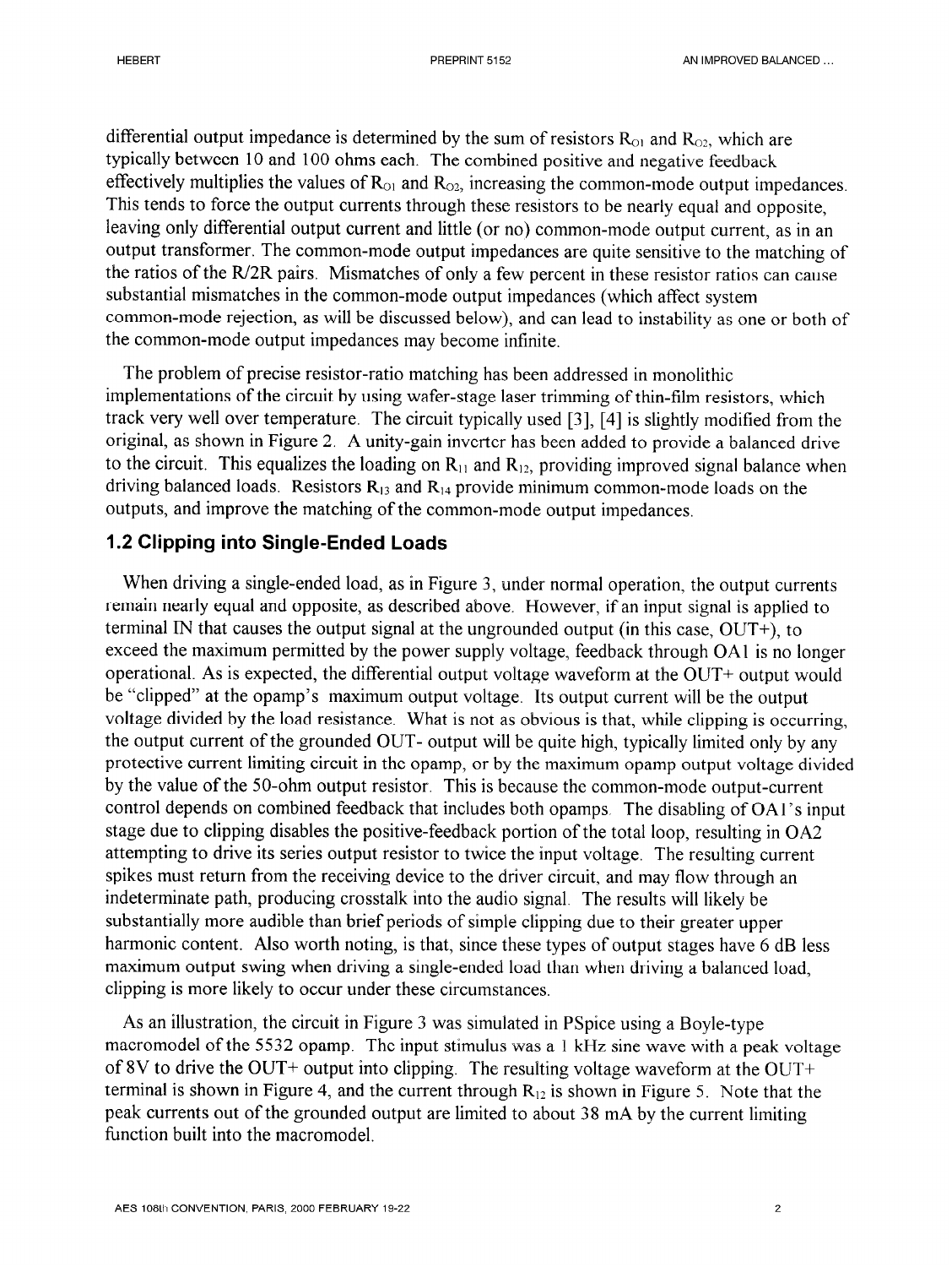differential output impedance is determined by the sum of resistors $R_{O1}$ and $R_{O2}$, which are typically between 10 and 100 ohms each. The combined positive and negative feedback effectively multiplies the values of $R_{O1}$ and $R_{O2}$, increasing the common-mode output impedances. This tends to force the output currents through these resistors to be nearly equal and opposite, leaving only differential output current and little (or no) common-mode output current, as in an output transformer. The common-mode output impedances are quite sensitive to the matching of the ratios of the R/2R pairs. Mismatches of only a few percent in these resistor ratios can cause substantial mismatches in the common-mode output impedances (which affect system common-mode rejection, as will be discussed below), and can lead to instability as one or both of the common-mode output impedances may become infinite.

The problem of precise resistor-ratio matching has been addressed in monolithic implementations of the circuit by using wafer-stage laser trimming of thin-film resistors, which track very well over temperature. The circuit typically used [3], [4] is slightly modified from the original, as shown in Figure 2. A unity-gain inverter has been added to provide a balanced drive to the circuit. This equalizes the loading on $R_{11}$ and $R_{12}$, providing improved signal balance when driving balanced loads. Resistors $R_{13}$ and $R_{14}$ provide minimum common-mode loads on the outputs, and improve the matching of the common-mode output impedances.

## 1.2 Clipping into Single-Ended Loads

When driving a single-ended load, as in Figure 3, under normal operation, the output currents remain nearly equal and opposite, as described above. However, if an input signal is applied to terminal IN that causes the output signal at the ungrounded output (in this case, OUT+), to exceed the maximum permitted by the power supply voltage, feedback through OA1 is no longer operational. As is expected, the differential output voltage waveform at the OUT+ output would be "clipped" at the opamp's maximum output voltage. Its output current will be the output voltage divided by the load resistance. What is not as obvious is that, while clipping is occurring, the output current of the grounded OUT- output will be quite high, typically limited only by any protective current limiting circuit in the opamp, or by the maximum opamp output voltage divided by the value of the 50-ohm output resistor. This is because the common-mode output-current control depends on combined feedback that includes both opamps. The disabling of OA1's input stage due to clipping disables the positive-feedback portion of the total loop, resulting in OA2 attempting to drive its series output resistor to twice the input voltage. The resulting current spikes must return from the receiving device to the driver circuit, and may flow through an indeterminate path, producing crosstalk into the audio signal. The results will likely be substantially more audible than brief periods of simple clipping due to their greater upper harmonic content. Also worth noting, is that, since these types of output stages have 6 dB less maximum output swing when driving a single-ended load than when driving a balanced load, clipping is more likely to occur under these circumstances.

As an illustration, the circuit in Figure 3 was simulated in PSpice using a Boyle-type macromodel of the 5532 opamp. The input stimulus was a 1 kHz sine wave with a peak voltage of 8V to drive the OUT+ output into clipping. The resulting voltage waveform at the OUT+ terminal is shown in Figure 4, and the current through $R_{12}$ is shown in Figure 5. Note that the peak currents out of the grounded output are limited to about 38 mA by the current limiting function built into the macromodel.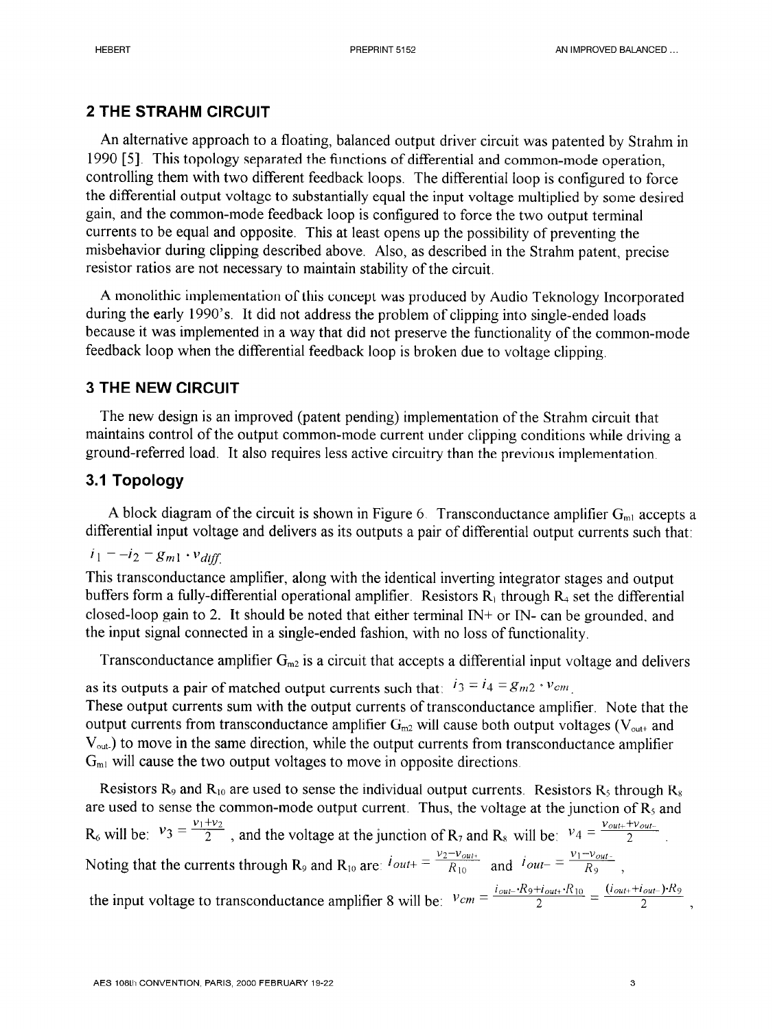## 2 THE STRAHM CIRCUIT

An alternative approach to a floating, balanced output driver circuit was patented by Strahm in 1990 [5]. This topology separated the functions of differential and common-mode operation, controlling them with two different feedback loops. The differential loop is configured to force the differential output voltage to substantially equal the input voltage multiplied by some desired gain, and the common-mode feedback loop is configured to force the two output terminal currents to be equal and opposite. This at least opens up the possibility of preventing the misbehavior during clipping described above. Also, as described in the Strahm patent, precise resistor ratios are not necessary to maintain stability of the circuit.

A monolithic implementation of this concept was produced by Audio Teknology Incorporated during the early 1990's. It did not address the problem of clipping into single-ended loads because it was implemented in a way that did not preserve the functionality of the common-mode feedback loop when the differential feedback loop is broken due to voltage clipping.

## 3 THE NEW CIRCUIT

The new design is an improved (patent pending) implementation of the Strahm circuit that maintains control of the output common-mode current under clipping conditions while driving a ground-referred load. It also requires less active circuitry than the previous implementation.

### 3.1 Topology

A block diagram of the circuit is shown in Figure 6. Transconductance amplifier $G_{m1}$ accepts a differential input voltage and delivers as its outputs a pair of differential output currents such that:

$i_1 = -i_2 = g_{m1} \cdot v_{diff}$.

This transconductance amplifier, along with the identical inverting integrator stages and output buffers form a fully-differential operational amplifier. Resistors $R_1$ through $R_4$ set the differential closed-loop gain to 2. It should be noted that either terminal IN+ or IN- can be grounded, and the input signal connected in a single-ended fashion, with no loss of functionality.

Transconductance amplifier $G_{m2}$ is a circuit that accepts a differential input voltage and delivers as its outputs a pair of matched output currents such that: $i_3 = i_4 = g_{m2} \cdot v_{cm}$.

These output currents sum with the output currents of transconductance amplifier. Note that the output currents from transconductance amplifier $G_{m2}$ will cause both output voltages ($V_{out+}$ and $V_{out-}$) to move in the same direction, while the output currents from transconductance amplifier $G_{m1}$ will cause the two output voltages to move in opposite directions.

Resistors $R_9$ and $R_{10}$ are used to sense the individual output currents. Resistors $R_5$ through $R_8$ are used to sense the common-mode output current. Thus, the voltage at the junction of $R_5$ and $R_6$ will be: $v_3 = \frac{v_1+v_2}{2}$, and the voltage at the junction of $R_7$ and $R_8$ will be: $v_4 = \frac{v_{out+}+v_{out-}}{2}$.

Noting that the currents through $R_9$ and $R_{10}$ are: $i_{out+} = \frac{v_2-v_{out+}}{R_{10}}$ and $i_{out-} = \frac{v_1-v_{out-}}{R_9}$,

the input voltage to transconductance amplifier 8 will be: $v_{cm} = \frac{i_{out-} \cdot R_9+i_{out+} \cdot R_{10}}{2} = \frac{(i_{out+}+i_{out-}) \cdot R_9}{2}$,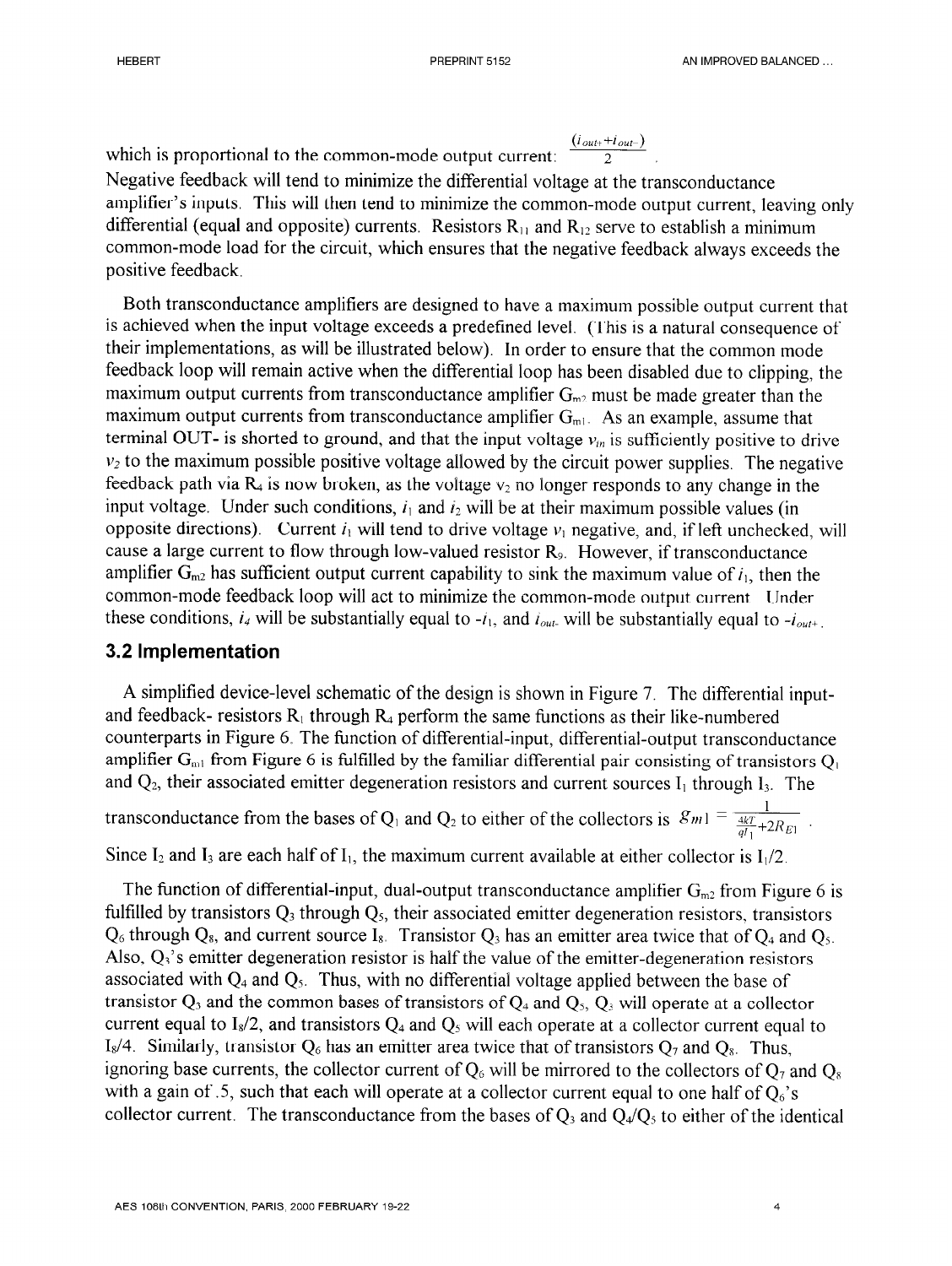which is proportional to the common-mode output current: $\frac{(i_{out+}+i_{out-})}{2}$.

Negative feedback will tend to minimize the differential voltage at the transconductance amplifier's inputs. This will then tend to minimize the common-mode output current, leaving only differential (equal and opposite) currents. Resistors $R_{11}$ and $R_{12}$ serve to establish a minimum common-mode load for the circuit, which ensures that the negative feedback always exceeds the positive feedback.

Both transconductance amplifiers are designed to have a maximum possible output current that is achieved when the input voltage exceeds a predefined level. (This is a natural consequence of their implementations, as will be illustrated below). In order to ensure that the common mode feedback loop will remain active when the differential loop has been disabled due to clipping, the maximum output currents from transconductance amplifier $G_{m2}$ must be made greater than the maximum output currents from transconductance amplifier $G_{m1}$. As an example, assume that terminal OUT- is shorted to ground, and that the input voltage $v_{in}$ is sufficiently positive to drive $v_2$ to the maximum possible positive voltage allowed by the circuit power supplies. The negative feedback path via $R_4$ is now broken, as the voltage $v_2$ no longer responds to any change in the input voltage. Under such conditions, $i_1$ and $i_2$ will be at their maximum possible values (in opposite directions). Current $i_1$ will tend to drive voltage $v_1$ negative, and, if left unchecked, will cause a large current to flow through low-valued resistor $R_9$. However, if transconductance amplifier $G_{m2}$ has sufficient output current capability to sink the maximum value of $i_1$, then the common-mode feedback loop will act to minimize the common-mode output current. Under these conditions, $i_4$ will be substantially equal to $-i_1$, and $i_{out-}$ will be substantially equal to $-i_{out+}$.

## 3.2 Implementation

A simplified device-level schematic of the design is shown in Figure 7. The differential input- and feedback- resistors $R_1$ through $R_4$ perform the same functions as their like-numbered counterparts in Figure 6. The function of differential-input, differential-output transconductance amplifier $G_{m1}$ from Figure 6 is fulfilled by the familiar differential pair consisting of transistors $Q_1$ and $Q_2$, their associated emitter degeneration resistors and current sources $I_1$ through $I_3$. The transconductance from the bases of $Q_1$ and $Q_2$ to either of the collectors is $g_{m1} = \frac{1}{\frac{4kT}{qI_1}+2R_{E1}}$.

Since $I_2$ and $I_3$ are each half of $I_1$, the maximum current available at either collector is $I_1/2$.

The function of differential-input, dual-output transconductance amplifier $G_{m2}$ from Figure 6 is fulfilled by transistors $Q_3$ through $Q_5$, their associated emitter degeneration resistors, transistors $Q_6$ through $Q_8$, and current source $I_8$. Transistor $Q_3$ has an emitter area twice that of $Q_4$ and $Q_5$. Also, $Q_3$'s emitter degeneration resistor is half the value of the emitter-degeneration resistors associated with $Q_4$ and $Q_5$. Thus, with no differential voltage applied between the base of transistor $Q_3$ and the common bases of transistors of $Q_4$ and $Q_5$, $Q_3$ will operate at a collector current equal to $I_8/2$, and transistors $Q_4$ and $Q_5$ will each operate at a collector current equal to $I_8/4$. Similarly, transistor $Q_6$ has an emitter area twice that of transistors $Q_7$ and $Q_8$. Thus, ignoring base currents, the collector current of $Q_6$ will be mirrored to the collectors of $Q_7$ and $Q_8$ with a gain of .5, such that each will operate at a collector current equal to one half of $Q_6$'s collector current. The transconductance from the bases of $Q_3$ and $Q_4/Q_5$ to either of the identical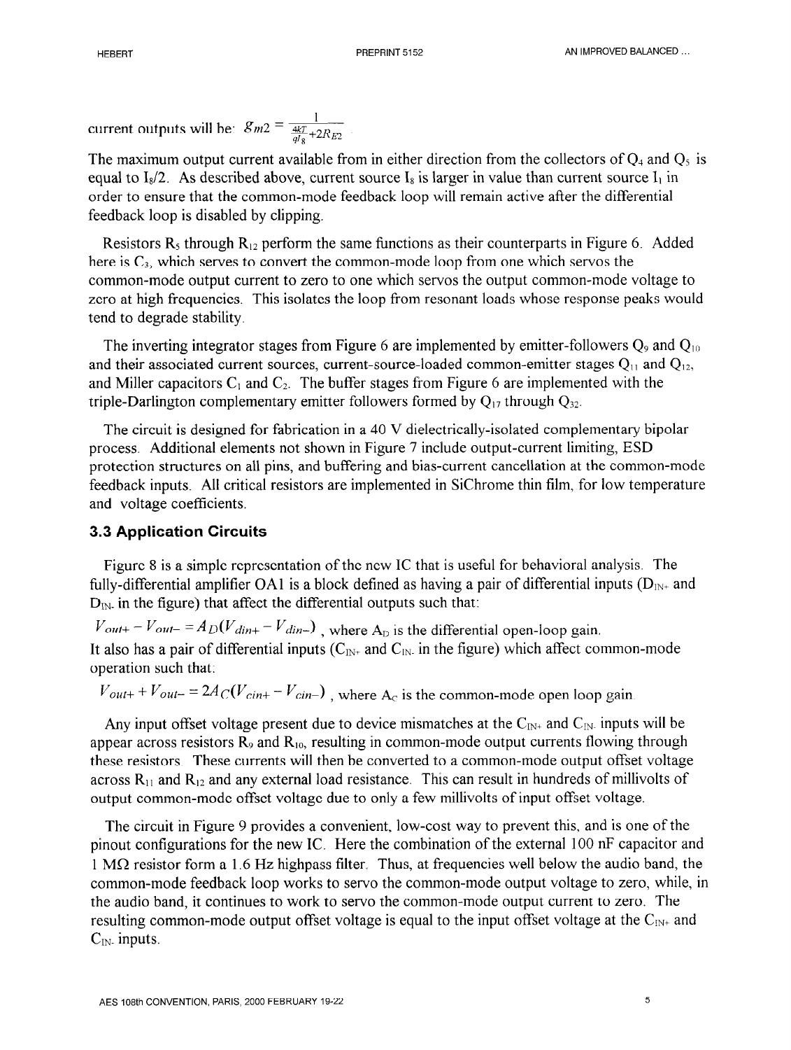current outputs will be: $g_{m2} = \frac{1}{\frac{4kT}{qI_8}+2R_{E2}}$

The maximum output current available from in either direction from the collectors of $Q_4$ and $Q_5$ is equal to $I_8/2$. As described above, current source $I_8$ is larger in value than current source $I_1$ in order to ensure that the common-mode feedback loop will remain active after the differential feedback loop is disabled by clipping.

Resistors $R_5$ through $R_{12}$ perform the same functions as their counterparts in Figure 6. Added here is $C_3$, which serves to convert the common-mode loop from one which servos the common-mode output current to zero to one which servos the output common-mode voltage to zero at high frequencies. This isolates the loop from resonant loads whose response peaks would tend to degrade stability.

The inverting integrator stages from Figure 6 are implemented by emitter-followers $Q_9$ and $Q_{10}$ and their associated current sources, current-source-loaded common-emitter stages $Q_{11}$ and $Q_{12}$, and Miller capacitors $C_1$ and $C_2$. The buffer stages from Figure 6 are implemented with the triple-Darlington complementary emitter followers formed by $Q_{17}$ through $Q_{32}$.

The circuit is designed for fabrication in a 40 V dielectrically-isolated complementary bipolar process. Additional elements not shown in Figure 7 include output-current limiting, ESD protection structures on all pins, and buffering and bias-current cancellation at the common-mode feedback inputs. All critical resistors are implemented in SiChrome thin film, for low temperature and voltage coefficients.

### 3.3 Application Circuits

Figure 8 is a simple representation of the new IC that is useful for behavioral analysis. The fully-differential amplifier OA1 is a block defined as having a pair of differential inputs ($D_{IN+}$ and $D_{IN-}$ in the figure) that affect the differential outputs such that:

$V_{out+} - V_{out-} = A_D(V_{din+} - V_{din-})$ , where $A_D$ is the differential open-loop gain.

It also has a pair of differential inputs ($C_{IN+}$ and $C_{IN-}$ in the figure) which affect common-mode operation such that:

$V_{out+} + V_{out-} = 2A_C(V_{cin+} - V_{cin-})$ , where $A_C$ is the common-mode open loop gain.

Any input offset voltage present due to device mismatches at the $C_{IN+}$ and $C_{IN-}$ inputs will be appear across resistors $R_9$ and $R_{10}$, resulting in common-mode output currents flowing through these resistors. These currents will then be converted to a common-mode output offset voltage across $R_{11}$ and $R_{12}$ and any external load resistance. This can result in hundreds of millivolts of output common-mode offset voltage due to only a few millivolts of input offset voltage.

The circuit in Figure 9 provides a convenient, low-cost way to prevent this, and is one of the pinout configurations for the new IC. Here the combination of the external 100 nF capacitor and 1 MΩ resistor form a 1.6 Hz highpass filter. Thus, at frequencies well below the audio band, the common-mode feedback loop works to servo the common-mode output voltage to zero, while, in the audio band, it continues to work to servo the common-mode output current to zero. The resulting common-mode output offset voltage is equal to the input offset voltage at the $C_{IN+}$ and $C_{IN-}$ inputs.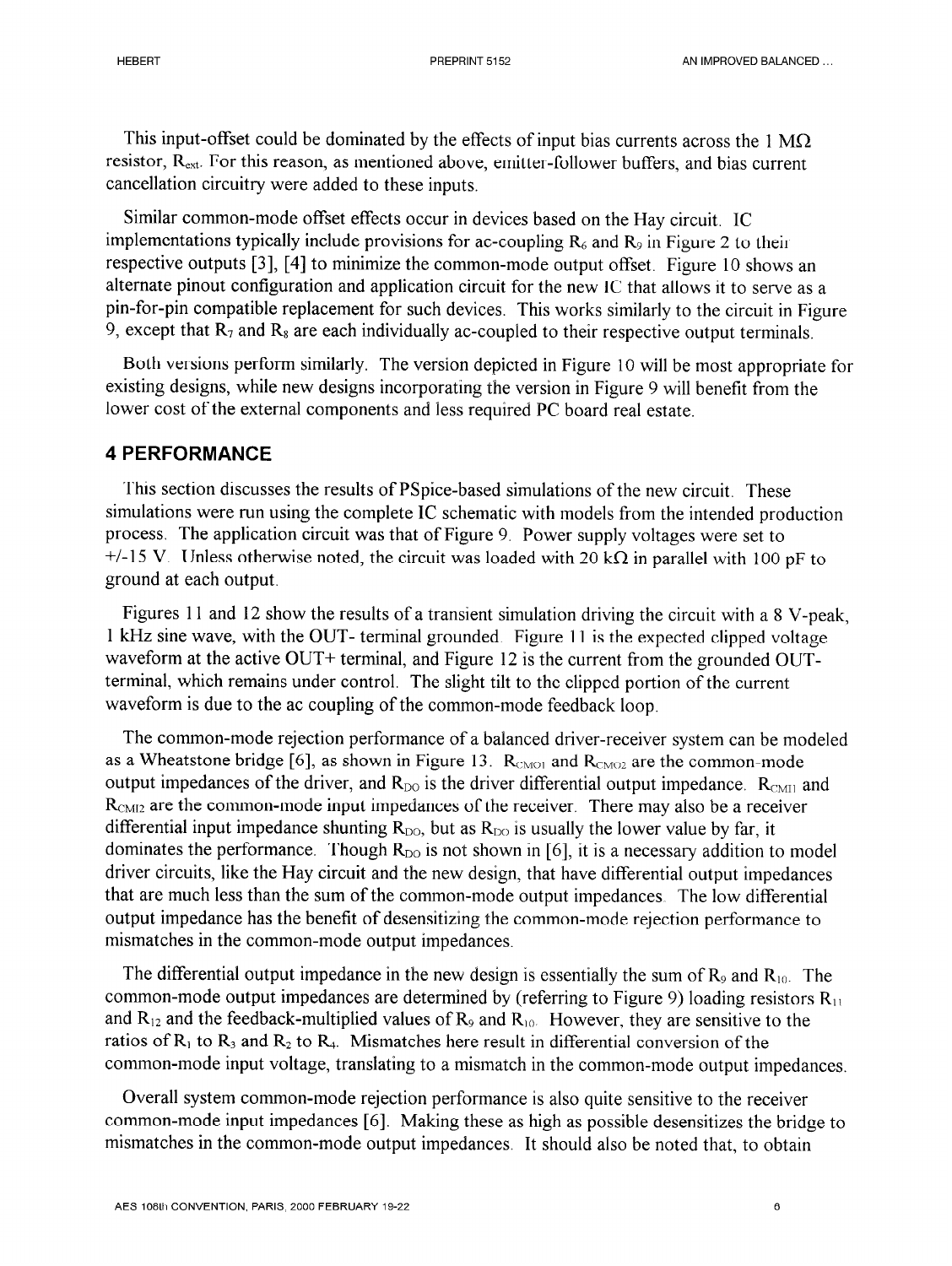This input-offset could be dominated by the effects of input bias currents across the 1 MΩ resistor, $R_{ext}$. For this reason, as mentioned above, emitter-follower buffers, and bias current cancellation circuitry were added to these inputs.

Similar common-mode offset effects occur in devices based on the Hay circuit. IC implementations typically include provisions for ac-coupling $R_6$ and $R_9$ in Figure 2 to their respective outputs [3], [4] to minimize the common-mode output offset. Figure 10 shows an alternate pinout configuration and application circuit for the new IC that allows it to serve as a pin-for-pin compatible replacement for such devices. This works similarly to the circuit in Figure 9, except that $R_7$ and $R_8$ are each individually ac-coupled to their respective output terminals.

Both versions perform similarly. The version depicted in Figure 10 will be most appropriate for existing designs, while new designs incorporating the version in Figure 9 will benefit from the lower cost of the external components and less required PC board real estate.

## 4 PERFORMANCE

This section discusses the results of PSpice-based simulations of the new circuit. These simulations were run using the complete IC schematic with models from the intended production process. The application circuit was that of Figure 9. Power supply voltages were set to +/-15 V. Unless otherwise noted, the circuit was loaded with 20 kΩ in parallel with 100 pF to ground at each output.

Figures 11 and 12 show the results of a transient simulation driving the circuit with a 8 V-peak, 1 kHz sine wave, with the OUT- terminal grounded. Figure 11 is the expected clipped voltage waveform at the active OUT+ terminal, and Figure 12 is the current from the grounded OUT- terminal, which remains under control. The slight tilt to the clipped portion of the current waveform is due to the ac coupling of the common-mode feedback loop.

The common-mode rejection performance of a balanced driver-receiver system can be modeled as a Wheatstone bridge [6], as shown in Figure 13. $R_{CMO1}$ and $R_{CMO2}$ are the common-mode output impedances of the driver, and $R_{DO}$ is the driver differential output impedance. $R_{CMI1}$ and $R_{CMI2}$ are the common-mode input impedances of the receiver. There may also be a receiver differential input impedance shunting $R_{DO}$, but as $R_{DO}$ is usually the lower value by far, it dominates the performance. Though $R_{DO}$ is not shown in [6], it is a necessary addition to model driver circuits, like the Hay circuit and the new design, that have differential output impedances that are much less than the sum of the common-mode output impedances. The low differential output impedance has the benefit of desensitizing the common-mode rejection performance to mismatches in the common-mode output impedances.

The differential output impedance in the new design is essentially the sum of $R_9$ and $R_{10}$. The common-mode output impedances are determined by (referring to Figure 9) loading resistors $R_{11}$ and $R_{12}$ and the feedback-multiplied values of $R_9$ and $R_{10}$. However, they are sensitive to the ratios of $R_1$ to $R_3$ and $R_2$ to $R_4$. Mismatches here result in differential conversion of the common-mode input voltage, translating to a mismatch in the common-mode output impedances.

Overall system common-mode rejection performance is also quite sensitive to the receiver common-mode input impedances [6]. Making these as high as possible desensitizes the bridge to mismatches in the common-mode output impedances. It should also be noted that, to obtain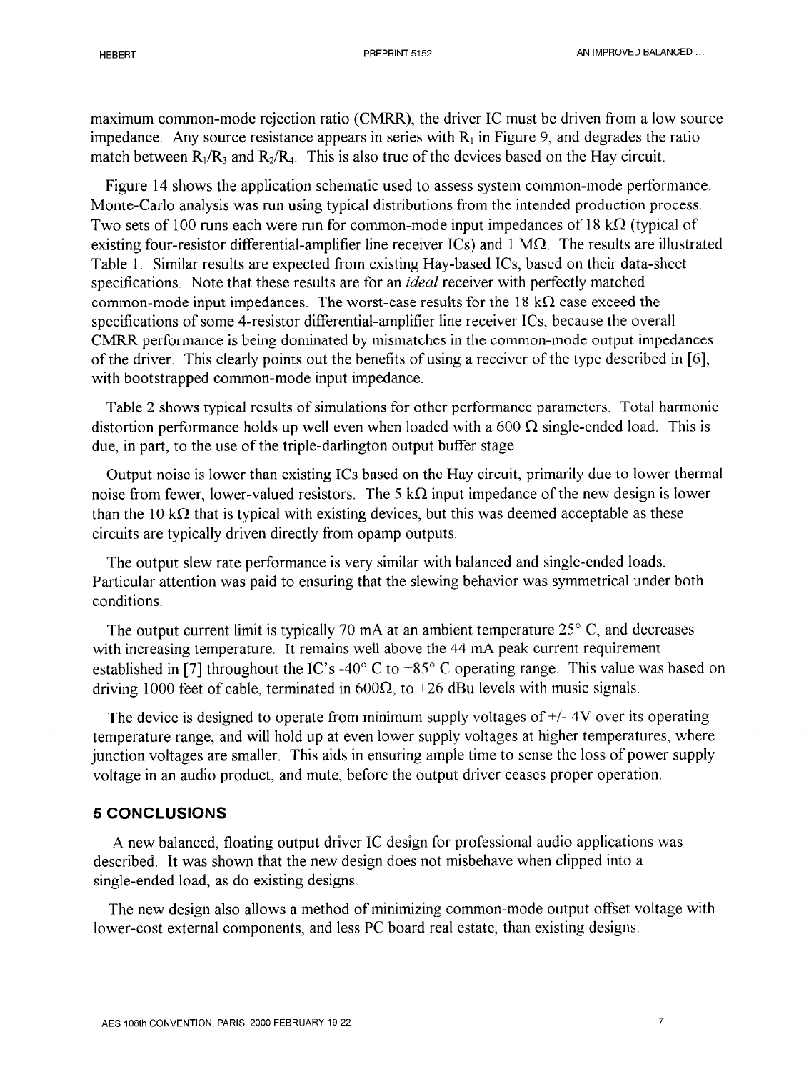maximum common-mode rejection ratio (CMRR), the driver IC must be driven from a low source impedance. Any source resistance appears in series with $R_1$ in Figure 9, and degrades the ratio match between $R_1/R_3$ and $R_2/R_4$. This is also true of the devices based on the Hay circuit.

Figure 14 shows the application schematic used to assess system common-mode performance. Monte-Carlo analysis was run using typical distributions from the intended production process. Two sets of 100 runs each were run for common-mode input impedances of 18 kΩ (typical of existing four-resistor differential-amplifier line receiver ICs) and 1 MΩ. The results are illustrated Table 1. Similar results are expected from existing Hay-based ICs, based on their data-sheet specifications. Note that these results are for an *ideal* receiver with perfectly matched common-mode input impedances. The worst-case results for the 18 kΩ case exceed the specifications of some 4-resistor differential-amplifier line receiver ICs, because the overall CMRR performance is being dominated by mismatches in the common-mode output impedances of the driver. This clearly points out the benefits of using a receiver of the type described in [6], with bootstrapped common-mode input impedance.

Table 2 shows typical results of simulations for other performance parameters. Total harmonic distortion performance holds up well even when loaded with a 600 Ω single-ended load. This is due, in part, to the use of the triple-darlington output buffer stage.

Output noise is lower than existing ICs based on the Hay circuit, primarily due to lower thermal noise from fewer, lower-valued resistors. The 5 kΩ input impedance of the new design is lower than the 10 kΩ that is typical with existing devices, but this was deemed acceptable as these circuits are typically driven directly from opamp outputs.

The output slew rate performance is very similar with balanced and single-ended loads. Particular attention was paid to ensuring that the slewing behavior was symmetrical under both conditions.

The output current limit is typically 70 mA at an ambient temperature 25° C, and decreases with increasing temperature. It remains well above the 44 mA peak current requirement established in [7] throughout the IC's -40° C to +85° C operating range. This value was based on driving 1000 feet of cable, terminated in 600Ω, to +26 dBu levels with music signals.

The device is designed to operate from minimum supply voltages of +/- 4V over its operating temperature range, and will hold up at even lower supply voltages at higher temperatures, where junction voltages are smaller. This aids in ensuring ample time to sense the loss of power supply voltage in an audio product, and mute, before the output driver ceases proper operation.

## 5 CONCLUSIONS

A new balanced, floating output driver IC design for professional audio applications was described. It was shown that the new design does not misbehave when clipped into a single-ended load, as do existing designs.

The new design also allows a method of minimizing common-mode output offset voltage with lower-cost external components, and less PC board real estate, than existing designs.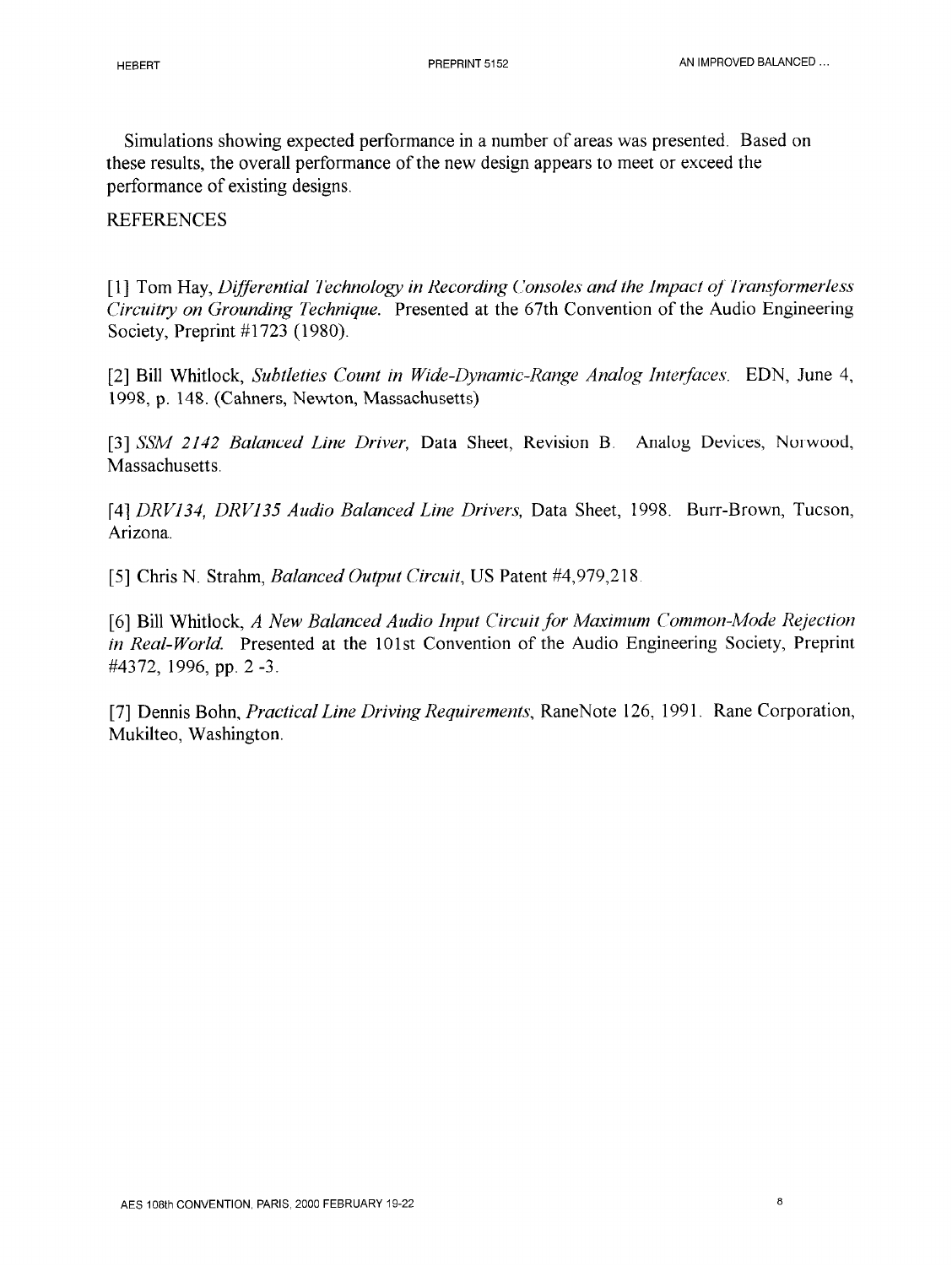Simulations showing expected performance in a number of areas was presented. Based on these results, the overall performance of the new design appears to meet or exceed the performance of existing designs.

## REFERENCES

[1] Tom Hay, *Differential Technology in Recording Consoles and the Impact of Transformerless Circuitry on Grounding Technique.* Presented at the 67th Convention of the Audio Engineering Society, Preprint #1723 (1980).

[2] Bill Whitlock, *Subtleties Count in Wide-Dynamic-Range Analog Interfaces.* EDN, June 4, 1998, p. 148. (Cahners, Newton, Massachusetts)

[3] *SSM 2142 Balanced Line Driver,* Data Sheet, Revision B. Analog Devices, Norwood, Massachusetts.

[4] *DRV134, DRV135 Audio Balanced Line Drivers,* Data Sheet, 1998. Burr-Brown, Tucson, Arizona.

[5] Chris N. Strahm, *Balanced Output Circuit,* US Patent #4,979,218.

[6] Bill Whitlock, *A New Balanced Audio Input Circuit for Maximum Common-Mode Rejection in Real-World.* Presented at the 101st Convention of the Audio Engineering Society, Preprint #4372, 1996, pp. 2 -3.

[7] Dennis Bohn, *Practical Line Driving Requirements,* RaneNote 126, 1991. Rane Corporation, Mukilteo, Washington.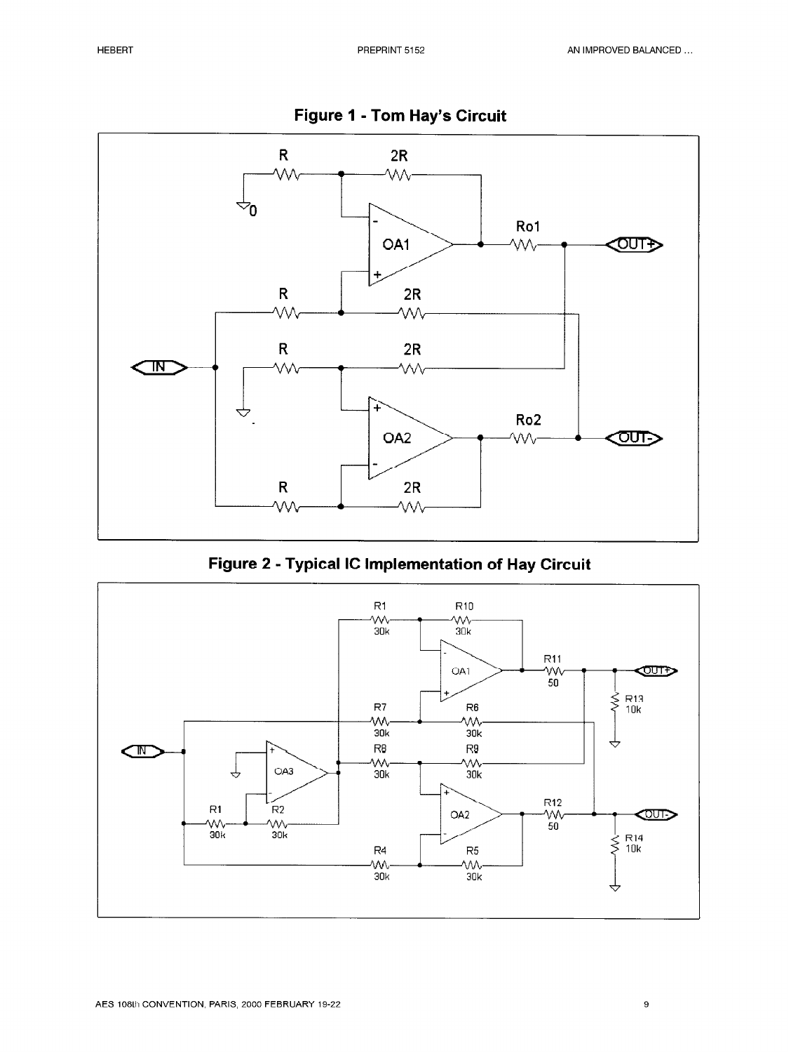**Figure 1 - Tom Hay's Circuit**

**Figure 2 - Typical IC Implementation of Hay Circuit**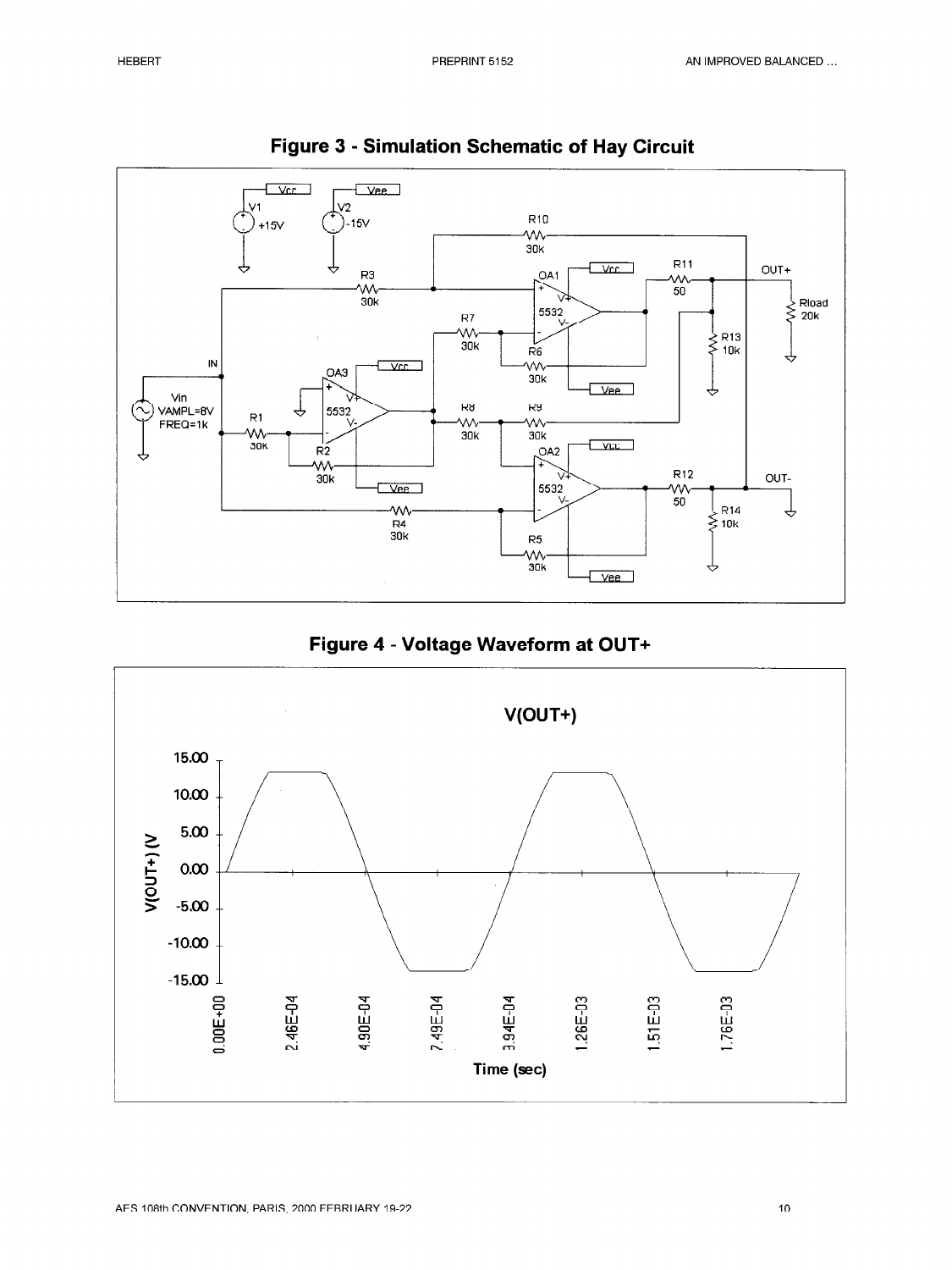## Figure 3 - Simulation Schematic of Hay Circuit

## Figure 4 - Voltage Waveform at OUT+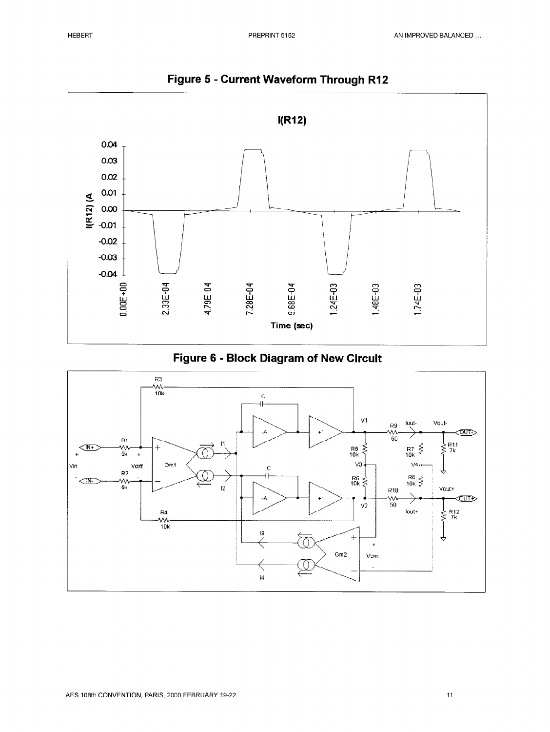## Figure 5 - Current Waveform Through R12

## Figure 6 - Block Diagram of New Circuit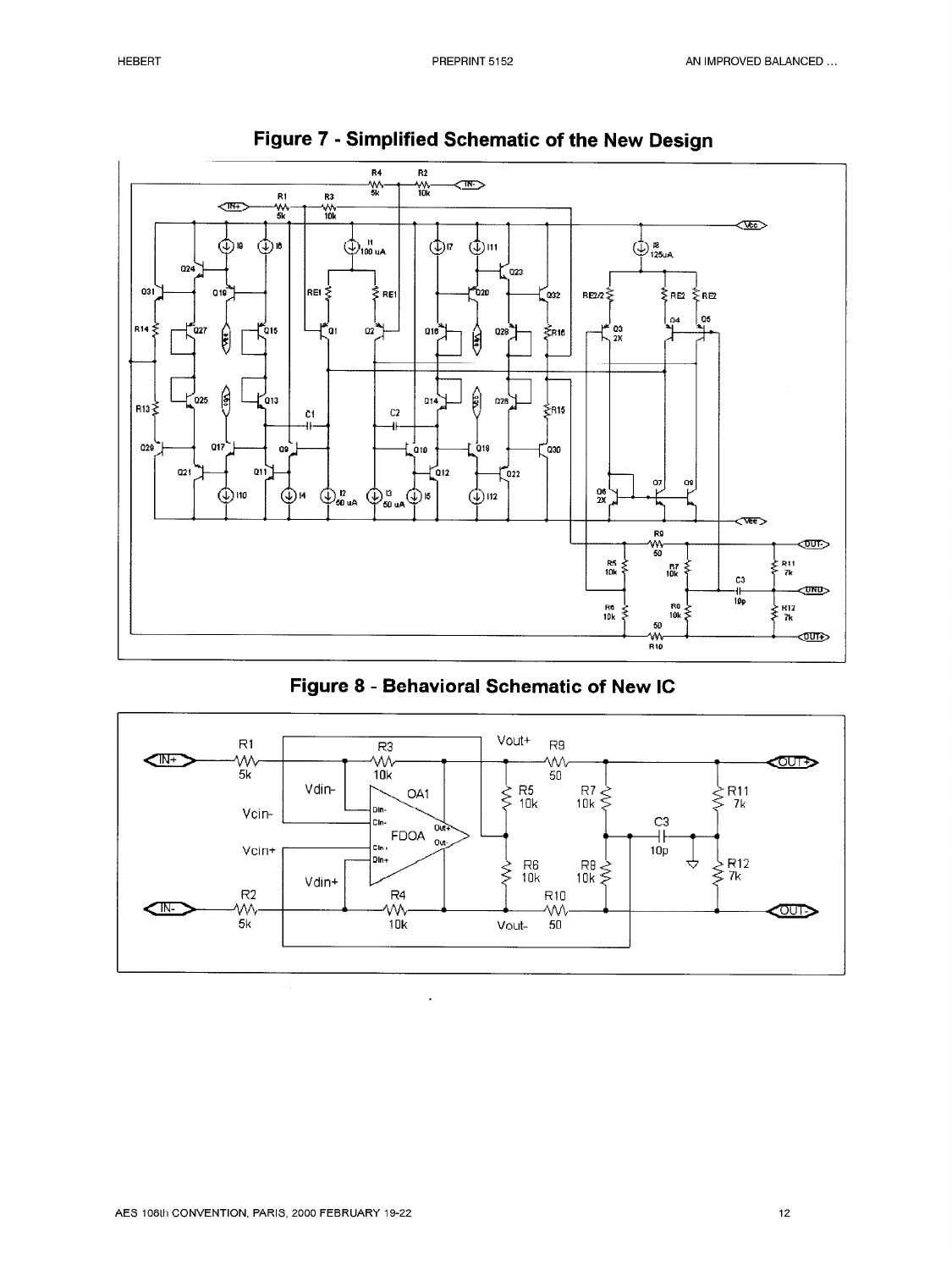## Figure 7 - Simplified Schematic of the New Design

## Figure 8 - Behavioral Schematic of New IC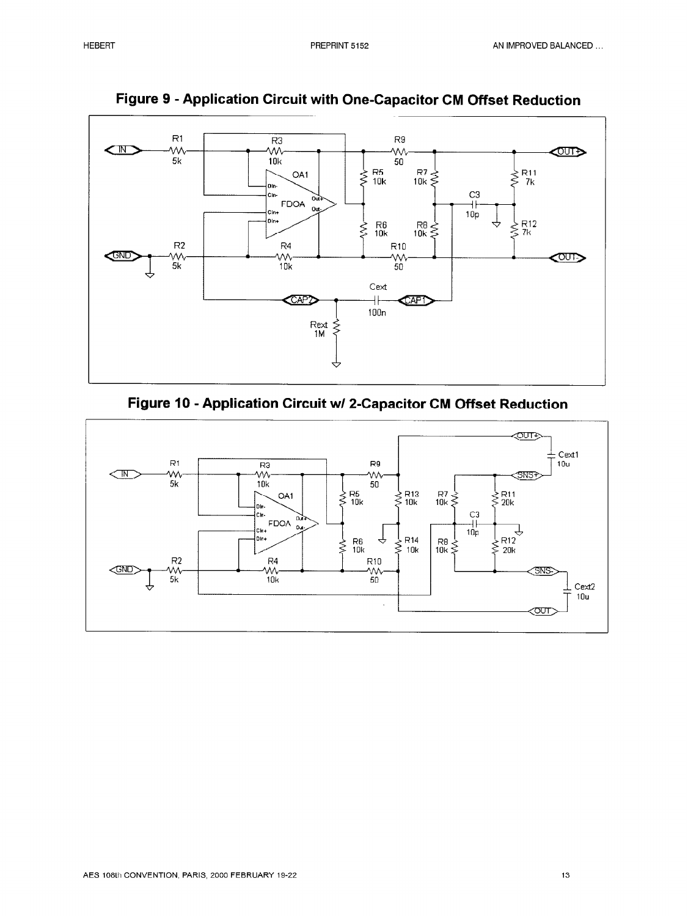## Figure 9 - Application Circuit with One-Capacitor CM Offset Reduction

## Figure 10 - Application Circuit w/ 2-Capacitor CM Offset Reduction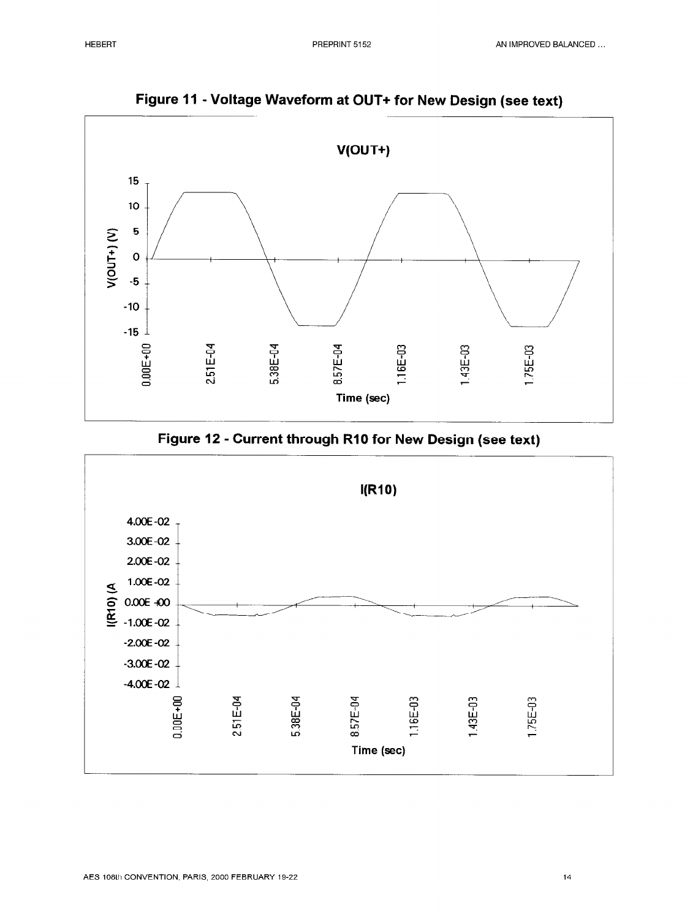**Figure 11 - Voltage Waveform at OUT+ for New Design (see text)**

**Figure 12 - Current through R10 for New Design (see text)**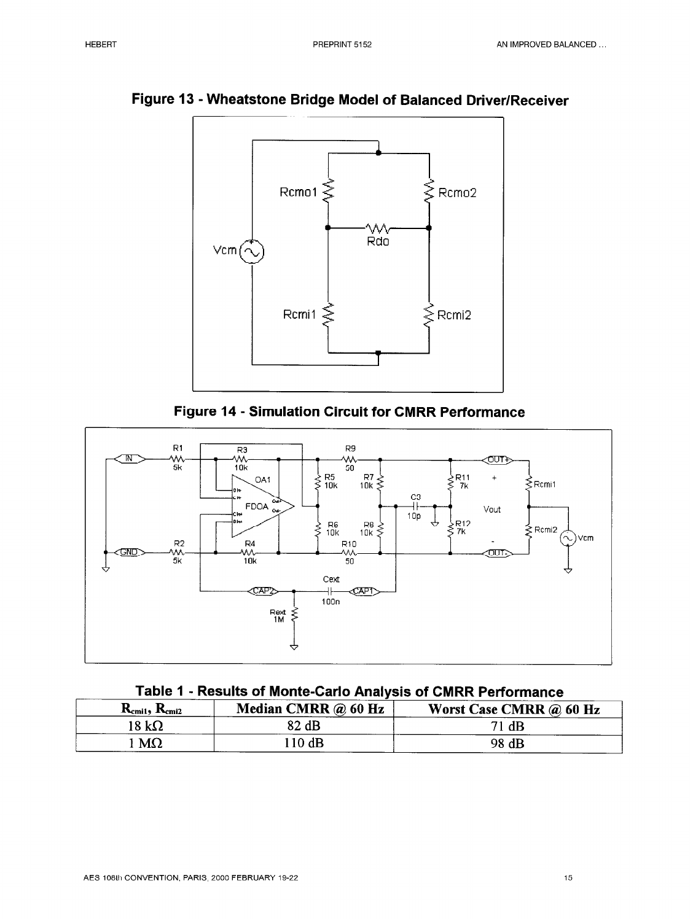**Figure 13 - Wheatstone Bridge Model of Balanced Driver/Receiver**

**Figure 14 - Simulation Circuit for CMRR Performance**

**Table 1 - Results of Monte-Carlo Analysis of CMRR Performance**

| $R_{cmi1}$, $R_{cmi2}$ | Median CMRR @ 60 Hz | Worst Case CMRR @ 60 Hz |
|---|---|---|
| 18 kΩ | 82 dB | 71 dB |
| 1 MΩ | 110 dB | 98 dB |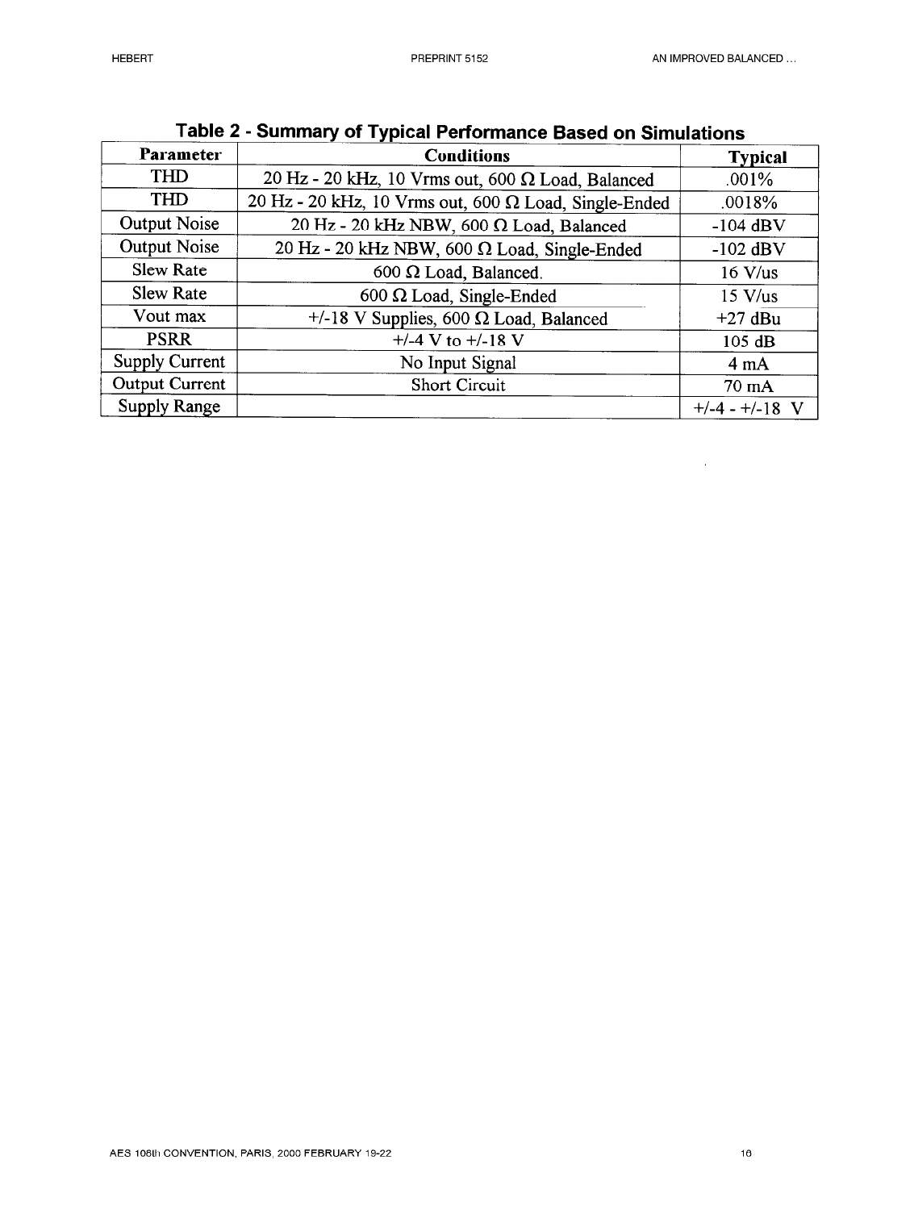**Table 2 - Summary of Typical Performance Based on Simulations**

| Parameter | Conditions | Typical |
| --- | --- | --- |
| THD | 20 Hz - 20 kHz, 10 Vrms out, 600 Ω Load, Balanced | .001% |
| THD | 20 Hz - 20 kHz, 10 Vrms out, 600 Ω Load, Single-Ended | .0018% |
| Output Noise | 20 Hz - 20 kHz NBW, 600 Ω Load, Balanced | -104 dBV |
| Output Noise | 20 Hz - 20 kHz NBW, 600 Ω Load, Single-Ended | -102 dBV |
| Slew Rate | 600 Ω Load, Balanced. | 16 V/us |
| Slew Rate | 600 Ω Load, Single-Ended | 15 V/us |
| Vout max | +/-18 V Supplies, 600 Ω Load, Balanced | +27 dBu |
| PSRR | +/-4 V to +/-18 V | 105 dB |
| Supply Current | No Input Signal | 4 mA |
| Output Current | Short Circuit | 70 mA |
| Supply Range | | +/-4 - +/-18 V |